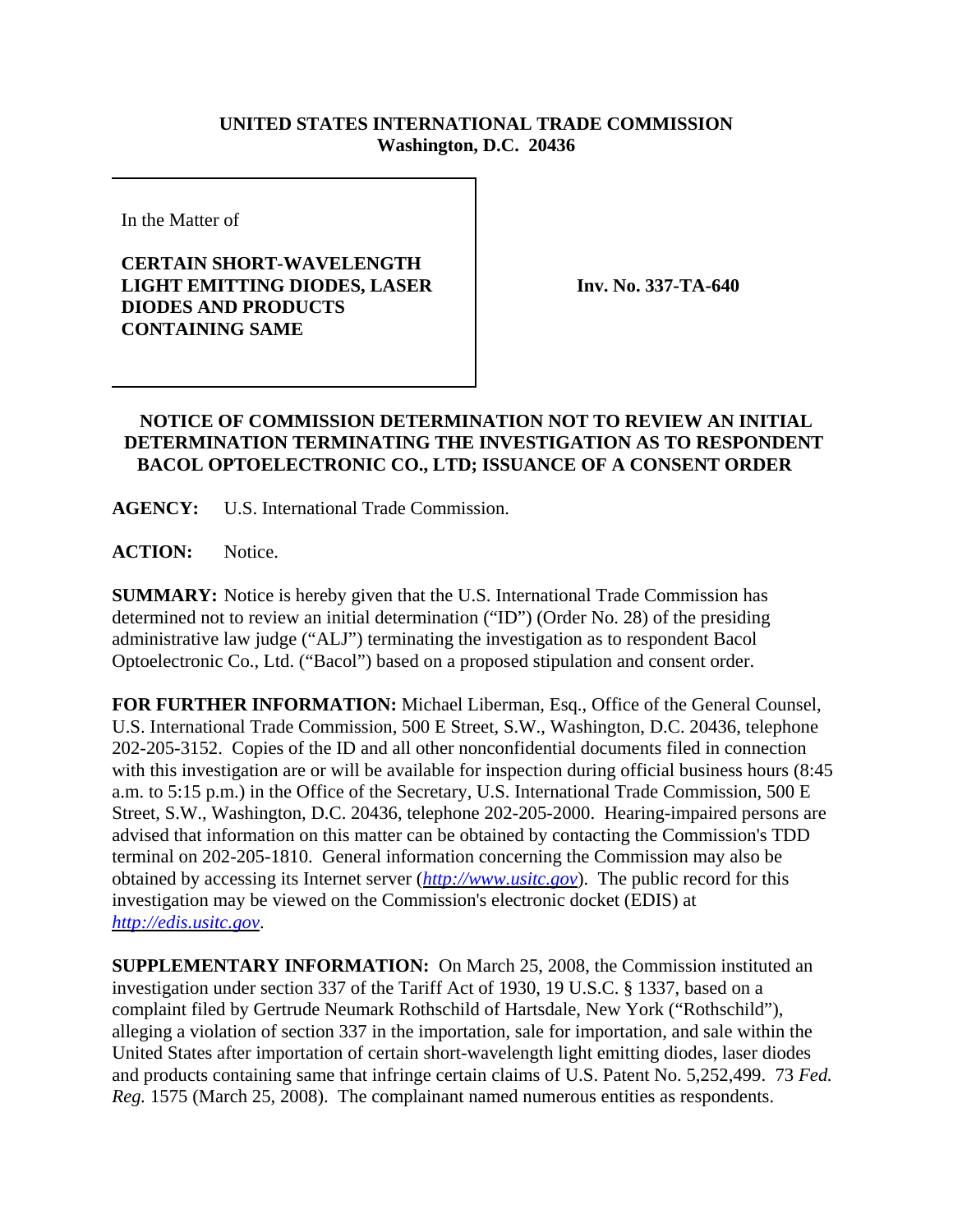**UNITED STATES INTERNATIONAL TRADE COMMISSION**
**Washington, D.C. 20436**

In the Matter of

**CERTAIN SHORT-WAVELENGTH LIGHT EMITTING DIODES, LASER DIODES AND PRODUCTS CONTAINING SAME**

**Inv. No. 337-TA-640**

## NOTICE OF COMMISSION DETERMINATION NOT TO REVIEW AN INITIAL DETERMINATION TERMINATING THE INVESTIGATION AS TO RESPONDENT BACOL OPTOELECTRONIC CO., LTD; ISSUANCE OF A CONSENT ORDER

**AGENCY:** U.S. International Trade Commission.

**ACTION:** Notice.

**SUMMARY:** Notice is hereby given that the U.S. International Trade Commission has determined not to review an initial determination ("ID") (Order No. 28) of the presiding administrative law judge ("ALJ") terminating the investigation as to respondent Bacol Optoelectronic Co., Ltd. ("Bacol") based on a proposed stipulation and consent order.

**FOR FURTHER INFORMATION:** Michael Liberman, Esq., Office of the General Counsel, U.S. International Trade Commission, 500 E Street, S.W., Washington, D.C. 20436, telephone 202-205-3152. Copies of the ID and all other nonconfidential documents filed in connection with this investigation are or will be available for inspection during official business hours (8:45 a.m. to 5:15 p.m.) in the Office of the Secretary, U.S. International Trade Commission, 500 E Street, S.W., Washington, D.C. 20436, telephone 202-205-2000. Hearing-impaired persons are advised that information on this matter can be obtained by contacting the Commission's TDD terminal on 202-205-1810. General information concerning the Commission may also be obtained by accessing its Internet server (*http://www.usitc.gov*). The public record for this investigation may be viewed on the Commission's electronic docket (EDIS) at *http://edis.usitc.gov*.

**SUPPLEMENTARY INFORMATION:** On March 25, 2008, the Commission instituted an investigation under section 337 of the Tariff Act of 1930, 19 U.S.C. § 1337, based on a complaint filed by Gertrude Neumark Rothschild of Hartsdale, New York ("Rothschild"), alleging a violation of section 337 in the importation, sale for importation, and sale within the United States after importation of certain short-wavelength light emitting diodes, laser diodes and products containing same that infringe certain claims of U.S. Patent No. 5,252,499. 73 *Fed. Reg.* 1575 (March 25, 2008). The complainant named numerous entities as respondents.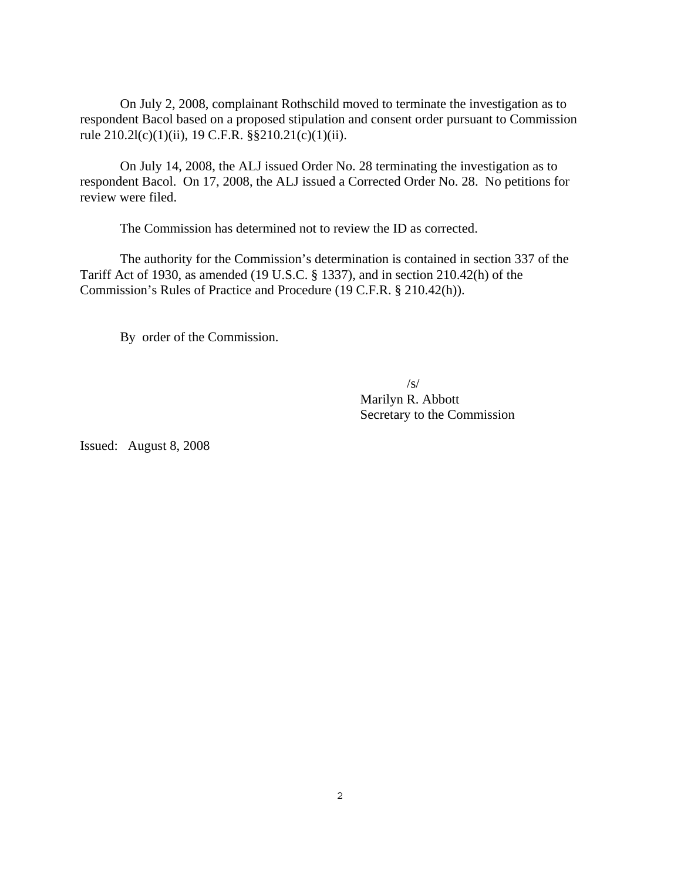On July 2, 2008, complainant Rothschild moved to terminate the investigation as to respondent Bacol based on a proposed stipulation and consent order pursuant to Commission rule 210.2l(c)(1)(ii), 19 C.F.R. §§210.21(c)(1)(ii).

On July 14, 2008, the ALJ issued Order No. 28 terminating the investigation as to respondent Bacol. On 17, 2008, the ALJ issued a Corrected Order No. 28. No petitions for review were filed.

The Commission has determined not to review the ID as corrected.

The authority for the Commission's determination is contained in section 337 of the Tariff Act of 1930, as amended (19 U.S.C. § 1337), and in section 210.42(h) of the Commission's Rules of Practice and Procedure (19 C.F.R. § 210.42(h)).

By order of the Commission.

/s/
Marilyn R. Abbott
Secretary to the Commission

Issued: August 8, 2008